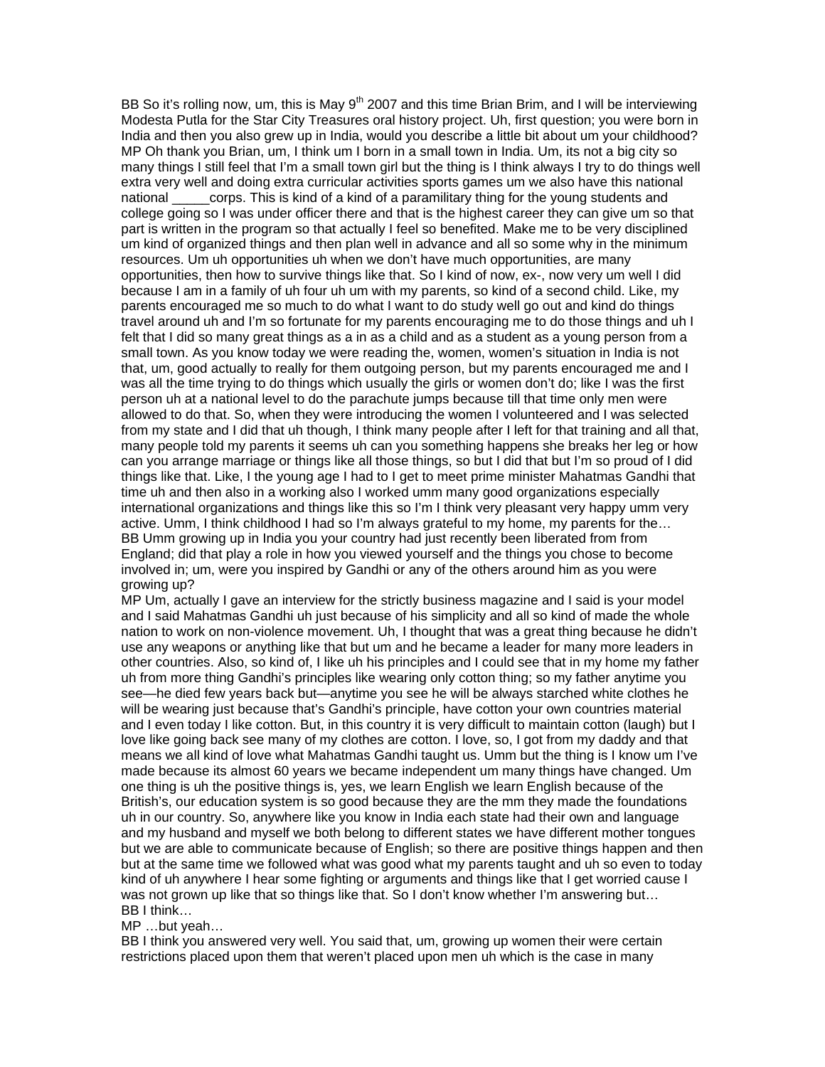BB So it's rolling now, um, this is May 9th 2007 and this time Brian Brim, and I will be interviewing Modesta Putla for the Star City Treasures oral history project. Uh, first question; you were born in India and then you also grew up in India, would you describe a little bit about um your childhood?

MP Oh thank you Brian, um, I think um I born in a small town in India. Um, its not a big city so many things I still feel that I'm a small town girl but the thing is I think always I try to do things well extra very well and doing extra curricular activities sports games um we also have this national national _____corps. This is kind of a kind of a paramilitary thing for the young students and college going so I was under officer there and that is the highest career they can give um so that part is written in the program so that actually I feel so benefited. Make me to be very disciplined um kind of organized things and then plan well in advance and all so some why in the minimum resources. Um uh opportunities uh when we don't have much opportunities, are many opportunities, then how to survive things like that. So I kind of now, ex-, now very um well I did because I am in a family of uh four uh um with my parents, so kind of a second child. Like, my parents encouraged me so much to do what I want to do study well go out and kind do things travel around uh and I'm so fortunate for my parents encouraging me to do those things and uh I felt that I did so many great things as a in as a child and as a student as a young person from a small town. As you know today we were reading the, women, women's situation in India is not that, um, good actually to really for them outgoing person, but my parents encouraged me and I was all the time trying to do things which usually the girls or women don't do; like I was the first person uh at a national level to do the parachute jumps because till that time only men were allowed to do that. So, when they were introducing the women I volunteered and I was selected from my state and I did that uh though, I think many people after I left for that training and all that, many people told my parents it seems uh can you something happens she breaks her leg or how can you arrange marriage or things like all those things, so but I did that but I'm so proud of I did things like that. Like, I the young age I had to I get to meet prime minister Mahatmas Gandhi that time uh and then also in a working also I worked umm many good organizations especially international organizations and things like this so I'm I think very pleasant very happy umm very active. Umm, I think childhood I had so I'm always grateful to my home, my parents for the…

BB Umm growing up in India you your country had just recently been liberated from from England; did that play a role in how you viewed yourself and the things you chose to become involved in; um, were you inspired by Gandhi or any of the others around him as you were growing up?

MP Um, actually I gave an interview for the strictly business magazine and I said is your model and I said Mahatmas Gandhi uh just because of his simplicity and all so kind of made the whole nation to work on non-violence movement. Uh, I thought that was a great thing because he didn't use any weapons or anything like that but um and he became a leader for many more leaders in other countries. Also, so kind of, I like uh his principles and I could see that in my home my father uh from more thing Gandhi's principles like wearing only cotton thing; so my father anytime you see—he died few years back but—anytime you see he will be always starched white clothes he will be wearing just because that's Gandhi's principle, have cotton your own countries material and I even today I like cotton. But, in this country it is very difficult to maintain cotton (laugh) but I love like going back see many of my clothes are cotton. I love, so, I got from my daddy and that means we all kind of love what Mahatmas Gandhi taught us. Umm but the thing is I know um I've made because its almost 60 years we became independent um many things have changed. Um one thing is uh the positive things is, yes, we learn English we learn English because of the British's, our education system is so good because they are the mm they made the foundations uh in our country. So, anywhere like you know in India each state had their own and language and my husband and myself we both belong to different states we have different mother tongues but we are able to communicate because of English; so there are positive things happen and then but at the same time we followed what was good what my parents taught and uh so even to today kind of uh anywhere I hear some fighting or arguments and things like that I get worried cause I was not grown up like that so things like that. So I don't know whether I'm answering but…

BB I think…

MP …but yeah…

BB I think you answered very well. You said that, um, growing up women their were certain restrictions placed upon them that weren't placed upon men uh which is the case in many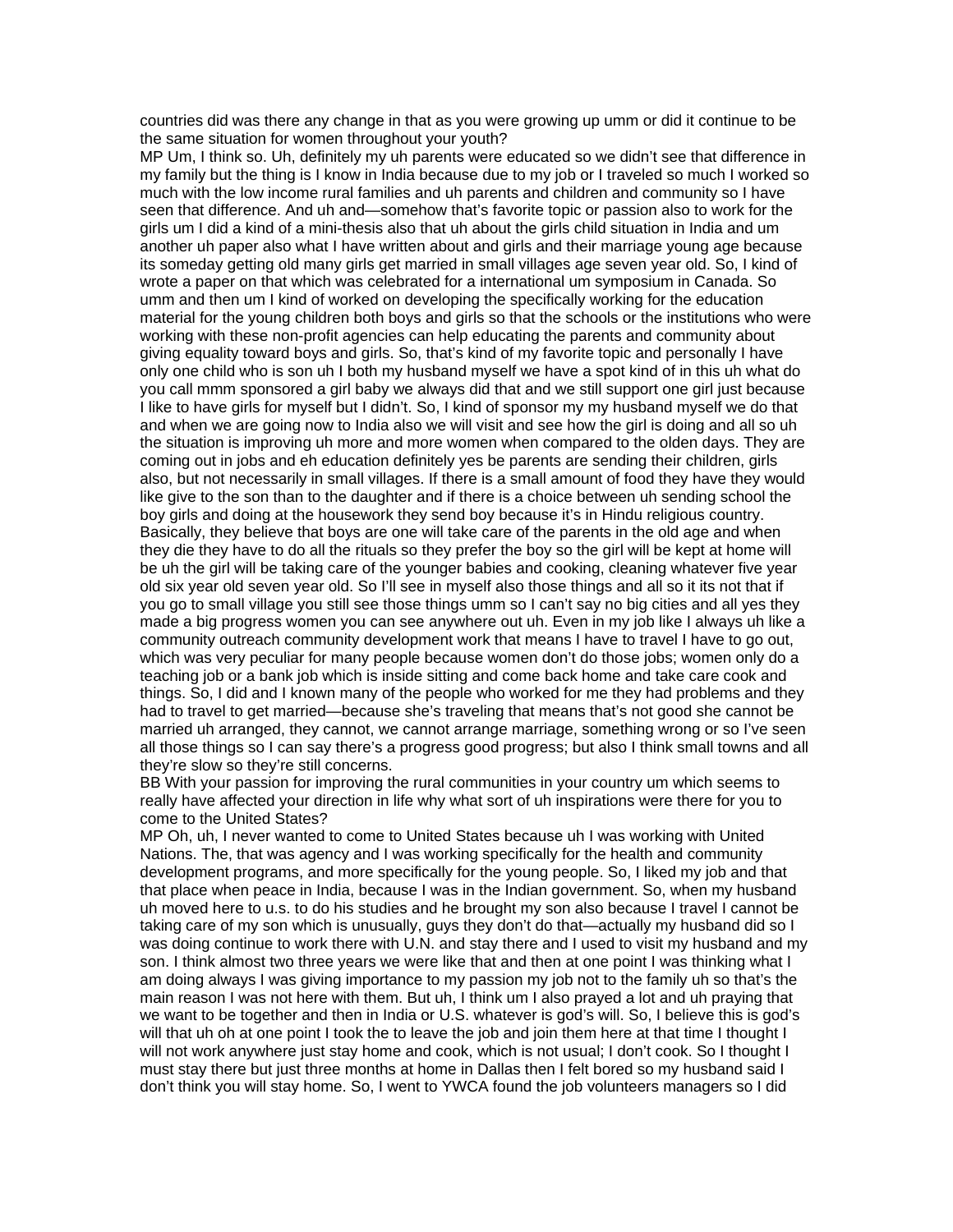countries did was there any change in that as you were growing up umm or did it continue to be the same situation for women throughout your youth?

MP Um, I think so. Uh, definitely my uh parents were educated so we didn't see that difference in my family but the thing is I know in India because due to my job or I traveled so much I worked so much with the low income rural families and uh parents and children and community so I have seen that difference. And uh and—somehow that's favorite topic or passion also to work for the girls um I did a kind of a mini-thesis also that uh about the girls child situation in India and um another uh paper also what I have written about and girls and their marriage young age because its someday getting old many girls get married in small villages age seven year old. So, I kind of wrote a paper on that which was celebrated for a international um symposium in Canada. So umm and then um I kind of worked on developing the specifically working for the education material for the young children both boys and girls so that the schools or the institutions who were working with these non-profit agencies can help educating the parents and community about giving equality toward boys and girls. So, that's kind of my favorite topic and personally I have only one child who is son uh I both my husband myself we have a spot kind of in this uh what do you call mmm sponsored a girl baby we always did that and we still support one girl just because I like to have girls for myself but I didn't. So, I kind of sponsor my my husband myself we do that and when we are going now to India also we will visit and see how the girl is doing and all so uh the situation is improving uh more and more women when compared to the olden days. They are coming out in jobs and eh education definitely yes be parents are sending their children, girls also, but not necessarily in small villages. If there is a small amount of food they have they would like give to the son than to the daughter and if there is a choice between uh sending school the boy girls and doing at the housework they send boy because it's in Hindu religious country. Basically, they believe that boys are one will take care of the parents in the old age and when they die they have to do all the rituals so they prefer the boy so the girl will be kept at home will be uh the girl will be taking care of the younger babies and cooking, cleaning whatever five year old six year old seven year old. So I'll see in myself also those things and all so it its not that if you go to small village you still see those things umm so I can't say no big cities and all yes they made a big progress women you can see anywhere out uh. Even in my job like I always uh like a community outreach community development work that means I have to travel I have to go out, which was very peculiar for many people because women don't do those jobs; women only do a teaching job or a bank job which is inside sitting and come back home and take care cook and things. So, I did and I known many of the people who worked for me they had problems and they had to travel to get married—because she's traveling that means that's not good she cannot be married uh arranged, they cannot, we cannot arrange marriage, something wrong or so I've seen all those things so I can say there's a progress good progress; but also I think small towns and all they're slow so they're still concerns.

BB With your passion for improving the rural communities in your country um which seems to really have affected your direction in life why what sort of uh inspirations were there for you to come to the United States?

MP Oh, uh, I never wanted to come to United States because uh I was working with United Nations. The, that was agency and I was working specifically for the health and community development programs, and more specifically for the young people. So, I liked my job and that that place when peace in India, because I was in the Indian government. So, when my husband uh moved here to u.s. to do his studies and he brought my son also because I travel I cannot be taking care of my son which is unusually, guys they don't do that—actually my husband did so I was doing continue to work there with U.N. and stay there and I used to visit my husband and my son. I think almost two three years we were like that and then at one point I was thinking what I am doing always I was giving importance to my passion my job not to the family uh so that's the main reason I was not here with them. But uh, I think um I also prayed a lot and uh praying that we want to be together and then in India or U.S. whatever is god's will. So, I believe this is god's will that uh oh at one point I took the to leave the job and join them here at that time I thought I will not work anywhere just stay home and cook, which is not usual; I don't cook. So I thought I must stay there but just three months at home in Dallas then I felt bored so my husband said I don't think you will stay home. So, I went to YWCA found the job volunteers managers so I did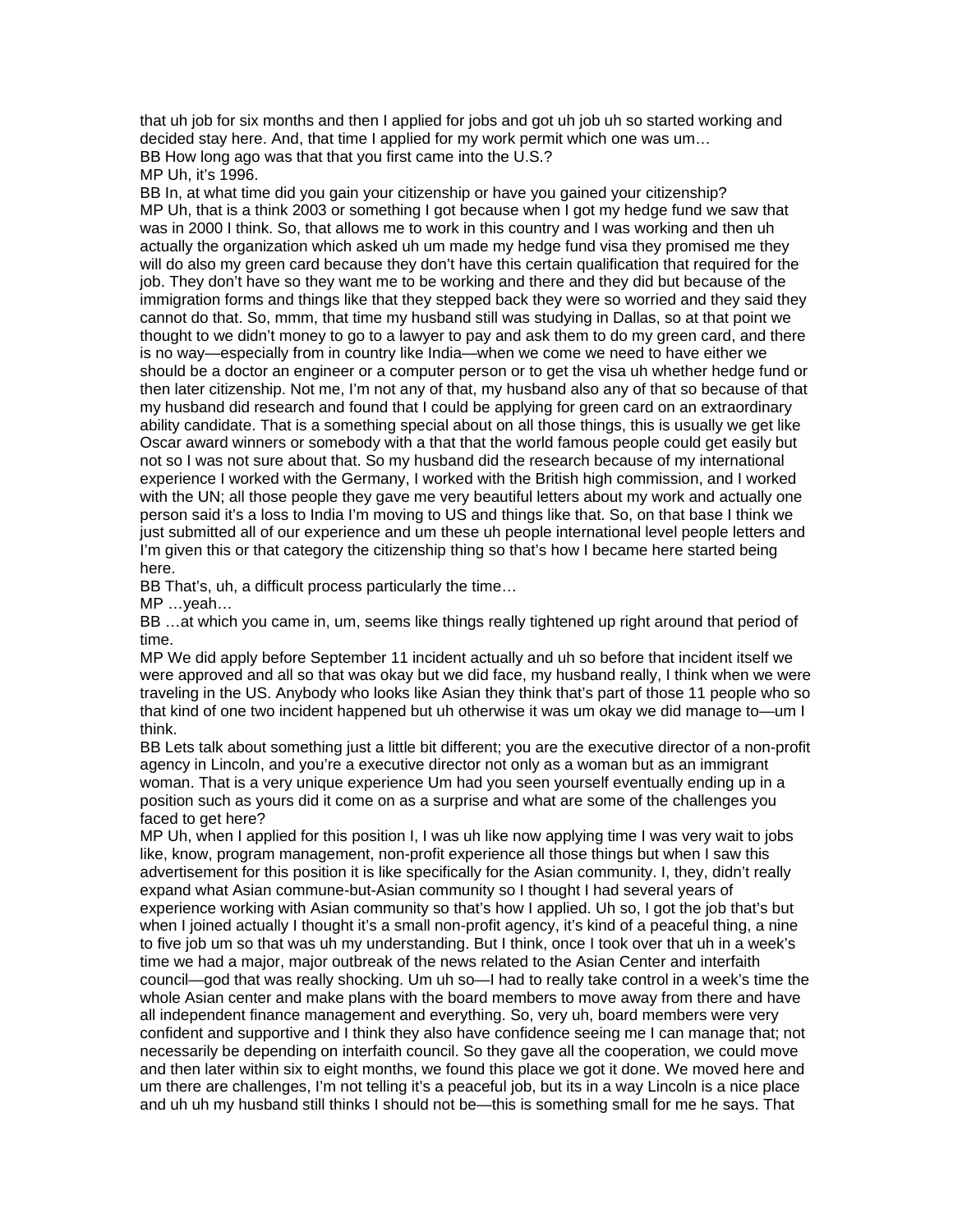that uh job for six months and then I applied for jobs and got uh job uh so started working and decided stay here. And, that time I applied for my work permit which one was um…

BB How long ago was that that you first came into the U.S.?

MP Uh, it's 1996.

BB In, at what time did you gain your citizenship or have you gained your citizenship?

MP Uh, that is a think 2003 or something I got because when I got my hedge fund we saw that was in 2000 I think. So, that allows me to work in this country and I was working and then uh actually the organization which asked uh um made my hedge fund visa they promised me they will do also my green card because they don't have this certain qualification that required for the job. They don't have so they want me to be working and there and they did but because of the immigration forms and things like that they stepped back they were so worried and they said they cannot do that. So, mmm, that time my husband still was studying in Dallas, so at that point we thought to we didn't money to go to a lawyer to pay and ask them to do my green card, and there is no way—especially from in country like India—when we come we need to have either we should be a doctor an engineer or a computer person or to get the visa uh whether hedge fund or then later citizenship. Not me, I'm not any of that, my husband also any of that so because of that my husband did research and found that I could be applying for green card on an extraordinary ability candidate. That is a something special about on all those things, this is usually we get like Oscar award winners or somebody with a that that the world famous people could get easily but not so I was not sure about that. So my husband did the research because of my international experience I worked with the Germany, I worked with the British high commission, and I worked with the UN; all those people they gave me very beautiful letters about my work and actually one person said it's a loss to India I'm moving to US and things like that. So, on that base I think we just submitted all of our experience and um these uh people international level people letters and I'm given this or that category the citizenship thing so that's how I became here started being here.

BB That's, uh, a difficult process particularly the time…

MP …yeah…

BB …at which you came in, um, seems like things really tightened up right around that period of time.

MP We did apply before September 11 incident actually and uh so before that incident itself we were approved and all so that was okay but we did face, my husband really, I think when we were traveling in the US. Anybody who looks like Asian they think that's part of those 11 people who so that kind of one two incident happened but uh otherwise it was um okay we did manage to—um I think.

BB Lets talk about something just a little bit different; you are the executive director of a non-profit agency in Lincoln, and you're a executive director not only as a woman but as an immigrant woman. That is a very unique experience Um had you seen yourself eventually ending up in a position such as yours did it come on as a surprise and what are some of the challenges you faced to get here?

MP Uh, when I applied for this position I, I was uh like now applying time I was very wait to jobs like, know, program management, non-profit experience all those things but when I saw this advertisement for this position it is like specifically for the Asian community. I, they, didn't really expand what Asian commune-but-Asian community so I thought I had several years of experience working with Asian community so that's how I applied. Uh so, I got the job that's but when I joined actually I thought it's a small non-profit agency, it's kind of a peaceful thing, a nine to five job um so that was uh my understanding. But I think, once I took over that uh in a week's time we had a major, major outbreak of the news related to the Asian Center and interfaith council—god that was really shocking. Um uh so—I had to really take control in a week's time the whole Asian center and make plans with the board members to move away from there and have all independent finance management and everything. So, very uh, board members were very confident and supportive and I think they also have confidence seeing me I can manage that; not necessarily be depending on interfaith council. So they gave all the cooperation, we could move and then later within six to eight months, we found this place we got it done. We moved here and um there are challenges, I'm not telling it's a peaceful job, but its in a way Lincoln is a nice place and uh uh my husband still thinks I should not be—this is something small for me he says. That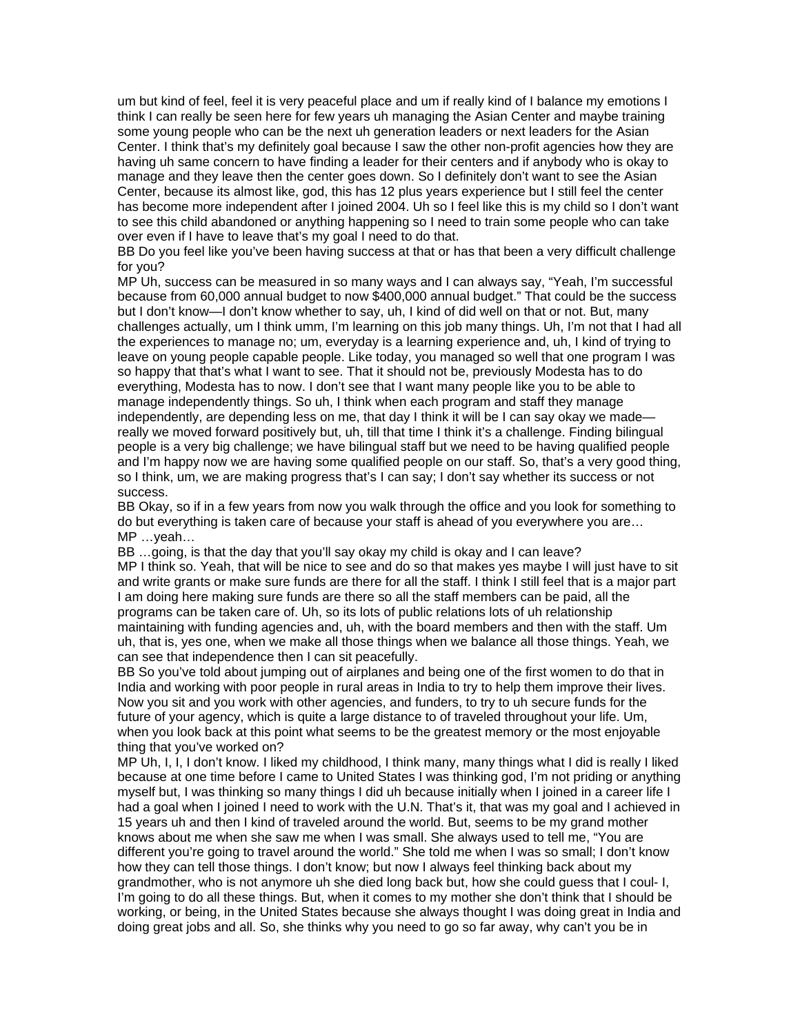um but kind of feel, feel it is very peaceful place and um if really kind of I balance my emotions I think I can really be seen here for few years uh managing the Asian Center and maybe training some young people who can be the next uh generation leaders or next leaders for the Asian Center. I think that's my definitely goal because I saw the other non-profit agencies how they are having uh same concern to have finding a leader for their centers and if anybody who is okay to manage and they leave then the center goes down. So I definitely don't want to see the Asian Center, because its almost like, god, this has 12 plus years experience but I still feel the center has become more independent after I joined 2004. Uh so I feel like this is my child so I don't want to see this child abandoned or anything happening so I need to train some people who can take over even if I have to leave that's my goal I need to do that.

BB Do you feel like you've been having success at that or has that been a very difficult challenge for you?

MP Uh, success can be measured in so many ways and I can always say, "Yeah, I'm successful because from 60,000 annual budget to now $400,000 annual budget." That could be the success but I don't know—I don't know whether to say, uh, I kind of did well on that or not. But, many challenges actually, um I think umm, I'm learning on this job many things. Uh, I'm not that I had all the experiences to manage no; um, everyday is a learning experience and, uh, I kind of trying to leave on young people capable people. Like today, you managed so well that one program I was so happy that that's what I want to see. That it should not be, previously Modesta has to do everything, Modesta has to now. I don't see that I want many people like you to be able to manage independently things. So uh, I think when each program and staff they manage independently, are depending less on me, that day I think it will be I can say okay we made—really we moved forward positively but, uh, till that time I think it's a challenge. Finding bilingual people is a very big challenge; we have bilingual staff but we need to be having qualified people and I'm happy now we are having some qualified people on our staff. So, that's a very good thing, so I think, um, we are making progress that's I can say; I don't say whether its success or not success.

BB Okay, so if in a few years from now you walk through the office and you look for something to do but everything is taken care of because your staff is ahead of you everywhere you are…

MP …yeah…

BB …going, is that the day that you'll say okay my child is okay and I can leave?

MP I think so. Yeah, that will be nice to see and do so that makes yes maybe I will just have to sit and write grants or make sure funds are there for all the staff. I think I still feel that is a major part I am doing here making sure funds are there so all the staff members can be paid, all the programs can be taken care of. Uh, so its lots of public relations lots of uh relationship maintaining with funding agencies and, uh, with the board members and then with the staff. Um uh, that is, yes one, when we make all those things when we balance all those things. Yeah, we can see that independence then I can sit peacefully.

BB So you've told about jumping out of airplanes and being one of the first women to do that in India and working with poor people in rural areas in India to try to help them improve their lives. Now you sit and you work with other agencies, and funders, to try to uh secure funds for the future of your agency, which is quite a large distance to of traveled throughout your life. Um, when you look back at this point what seems to be the greatest memory or the most enjoyable thing that you've worked on?

MP Uh, I, I, I don't know. I liked my childhood, I think many, many things what I did is really I liked because at one time before I came to United States I was thinking god, I'm not priding or anything myself but, I was thinking so many things I did uh because initially when I joined in a career life I had a goal when I joined I need to work with the U.N. That's it, that was my goal and I achieved in 15 years uh and then I kind of traveled around the world. But, seems to be my grand mother knows about me when she saw me when I was small. She always used to tell me, "You are different you're going to travel around the world." She told me when I was so small; I don't know how they can tell those things. I don't know; but now I always feel thinking back about my grandmother, who is not anymore uh she died long back but, how she could guess that I coul- I, I'm going to do all these things. But, when it comes to my mother she don't think that I should be working, or being, in the United States because she always thought I was doing great in India and doing great jobs and all. So, she thinks why you need to go so far away, why can't you be in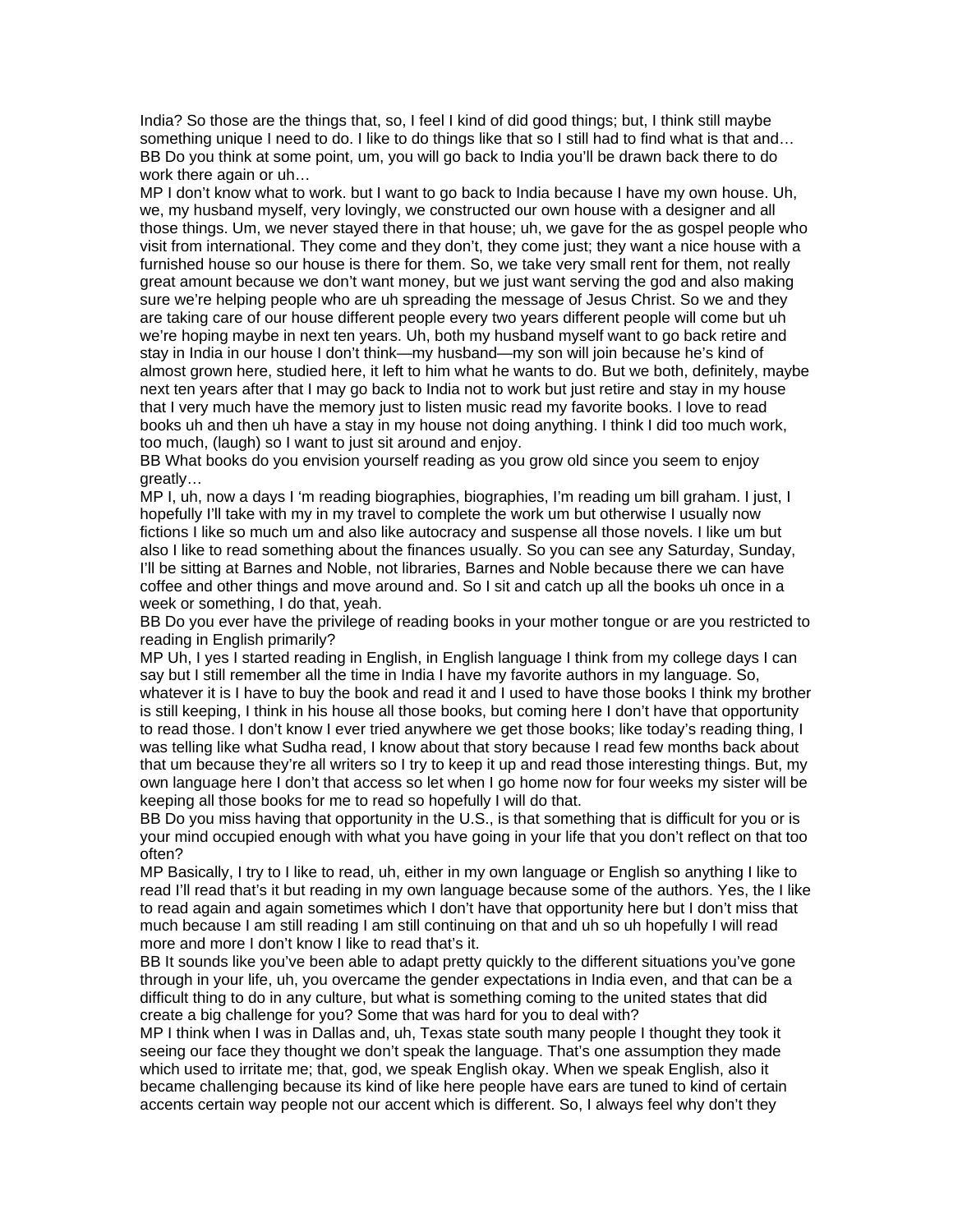India? So those are the things that, so, I feel I kind of did good things; but, I think still maybe something unique I need to do. I like to do things like that so I still had to find what is that and…

BB Do you think at some point, um, you will go back to India you'll be drawn back there to do work there again or uh…

MP I don't know what to work. but I want to go back to India because I have my own house. Uh, we, my husband myself, very lovingly, we constructed our own house with a designer and all those things. Um, we never stayed there in that house; uh, we gave for the as gospel people who visit from international. They come and they don't, they come just; they want a nice house with a furnished house so our house is there for them. So, we take very small rent for them, not really great amount because we don't want money, but we just want serving the god and also making sure we're helping people who are uh spreading the message of Jesus Christ. So we and they are taking care of our house different people every two years different people will come but uh we're hoping maybe in next ten years. Uh, both my husband myself want to go back retire and stay in India in our house I don't think—my husband—my son will join because he's kind of almost grown here, studied here, it left to him what he wants to do. But we both, definitely, maybe next ten years after that I may go back to India not to work but just retire and stay in my house that I very much have the memory just to listen music read my favorite books. I love to read books uh and then uh have a stay in my house not doing anything. I think I did too much work, too much, (laugh) so I want to just sit around and enjoy.

BB What books do you envision yourself reading as you grow old since you seem to enjoy greatly…

MP I, uh, now a days I 'm reading biographies, biographies, I'm reading um bill graham. I just, I hopefully I'll take with my in my travel to complete the work um but otherwise I usually now fictions I like so much um and also like autocracy and suspense all those novels. I like um but also I like to read something about the finances usually. So you can see any Saturday, Sunday, I'll be sitting at Barnes and Noble, not libraries, Barnes and Noble because there we can have coffee and other things and move around and. So I sit and catch up all the books uh once in a week or something, I do that, yeah.

BB Do you ever have the privilege of reading books in your mother tongue or are you restricted to reading in English primarily?

MP Uh, I yes I started reading in English, in English language I think from my college days I can say but I still remember all the time in India I have my favorite authors in my language. So, whatever it is I have to buy the book and read it and I used to have those books I think my brother is still keeping, I think in his house all those books, but coming here I don't have that opportunity to read those. I don't know I ever tried anywhere we get those books; like today's reading thing, I was telling like what Sudha read, I know about that story because I read few months back about that um because they're all writers so I try to keep it up and read those interesting things. But, my own language here I don't that access so let when I go home now for four weeks my sister will be keeping all those books for me to read so hopefully I will do that.

BB Do you miss having that opportunity in the U.S., is that something that is difficult for you or is your mind occupied enough with what you have going in your life that you don't reflect on that too often?

MP Basically, I try to I like to read, uh, either in my own language or English so anything I like to read I'll read that's it but reading in my own language because some of the authors. Yes, the I like to read again and again sometimes which I don't have that opportunity here but I don't miss that much because I am still reading I am still continuing on that and uh so uh hopefully I will read more and more I don't know I like to read that's it.

BB It sounds like you've been able to adapt pretty quickly to the different situations you've gone through in your life, uh, you overcame the gender expectations in India even, and that can be a difficult thing to do in any culture, but what is something coming to the united states that did create a big challenge for you? Some that was hard for you to deal with?

MP I think when I was in Dallas and, uh, Texas state south many people I thought they took it seeing our face they thought we don't speak the language. That's one assumption they made which used to irritate me; that, god, we speak English okay. When we speak English, also it became challenging because its kind of like here people have ears are tuned to kind of certain accents certain way people not our accent which is different. So, I always feel why don't they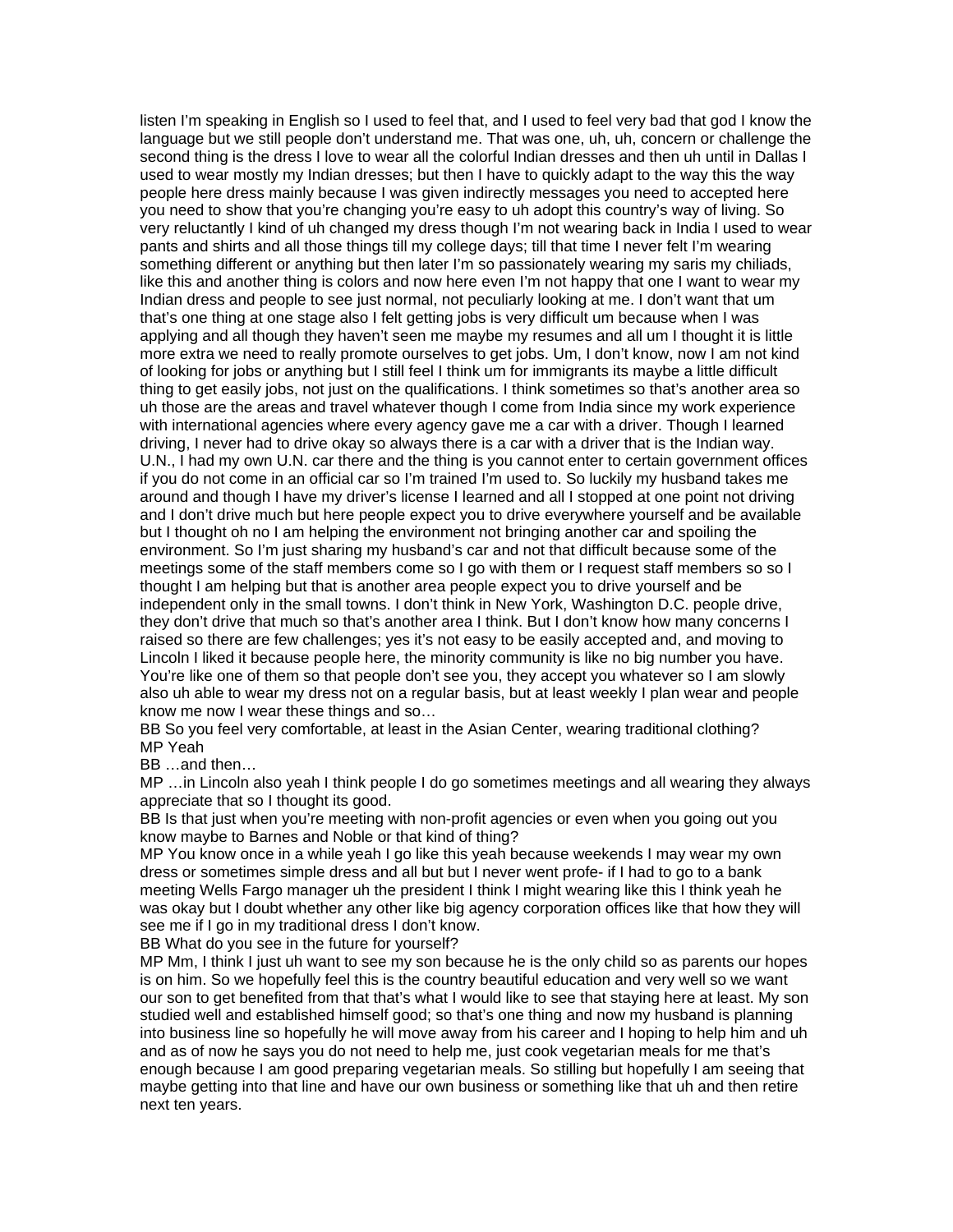listen I'm speaking in English so I used to feel that, and I used to feel very bad that god I know the language but we still people don't understand me. That was one, uh, uh, concern or challenge the second thing is the dress I love to wear all the colorful Indian dresses and then uh until in Dallas I used to wear mostly my Indian dresses; but then I have to quickly adapt to the way this the way people here dress mainly because I was given indirectly messages you need to accepted here you need to show that you're changing you're easy to uh adopt this country's way of living. So very reluctantly I kind of uh changed my dress though I'm not wearing back in India I used to wear pants and shirts and all those things till my college days; till that time I never felt I'm wearing something different or anything but then later I'm so passionately wearing my saris my chiliads, like this and another thing is colors and now here even I'm not happy that one I want to wear my Indian dress and people to see just normal, not peculiarly looking at me. I don't want that um that's one thing at one stage also I felt getting jobs is very difficult um because when I was applying and all though they haven't seen me maybe my resumes and all um I thought it is little more extra we need to really promote ourselves to get jobs. Um, I don't know, now I am not kind of looking for jobs or anything but I still feel I think um for immigrants its maybe a little difficult thing to get easily jobs, not just on the qualifications. I think sometimes so that's another area so uh those are the areas and travel whatever though I come from India since my work experience with international agencies where every agency gave me a car with a driver. Though I learned driving, I never had to drive okay so always there is a car with a driver that is the Indian way. U.N., I had my own U.N. car there and the thing is you cannot enter to certain government offices if you do not come in an official car so I'm trained I'm used to. So luckily my husband takes me around and though I have my driver's license I learned and all I stopped at one point not driving and I don't drive much but here people expect you to drive everywhere yourself and be available but I thought oh no I am helping the environment not bringing another car and spoiling the environment. So I'm just sharing my husband's car and not that difficult because some of the meetings some of the staff members come so I go with them or I request staff members so so I thought I am helping but that is another area people expect you to drive yourself and be independent only in the small towns. I don't think in New York, Washington D.C. people drive, they don't drive that much so that's another area I think. But I don't know how many concerns I raised so there are few challenges; yes it's not easy to be easily accepted and, and moving to Lincoln I liked it because people here, the minority community is like no big number you have. You're like one of them so that people don't see you, they accept you whatever so I am slowly also uh able to wear my dress not on a regular basis, but at least weekly I plan wear and people know me now I wear these things and so…

BB So you feel very comfortable, at least in the Asian Center, wearing traditional clothing?

MP Yeah

BB …and then…

MP …in Lincoln also yeah I think people I do go sometimes meetings and all wearing they always appreciate that so I thought its good.

BB Is that just when you're meeting with non-profit agencies or even when you going out you know maybe to Barnes and Noble or that kind of thing?

MP You know once in a while yeah I go like this yeah because weekends I may wear my own dress or sometimes simple dress and all but but I never went profe- if I had to go to a bank meeting Wells Fargo manager uh the president I think I might wearing like this I think yeah he was okay but I doubt whether any other like big agency corporation offices like that how they will see me if I go in my traditional dress I don't know.

BB What do you see in the future for yourself?

MP Mm, I think I just uh want to see my son because he is the only child so as parents our hopes is on him. So we hopefully feel this is the country beautiful education and very well so we want our son to get benefited from that that's what I would like to see that staying here at least. My son studied well and established himself good; so that's one thing and now my husband is planning into business line so hopefully he will move away from his career and I hoping to help him and uh and as of now he says you do not need to help me, just cook vegetarian meals for me that's enough because I am good preparing vegetarian meals. So stilling but hopefully I am seeing that maybe getting into that line and have our own business or something like that uh and then retire next ten years.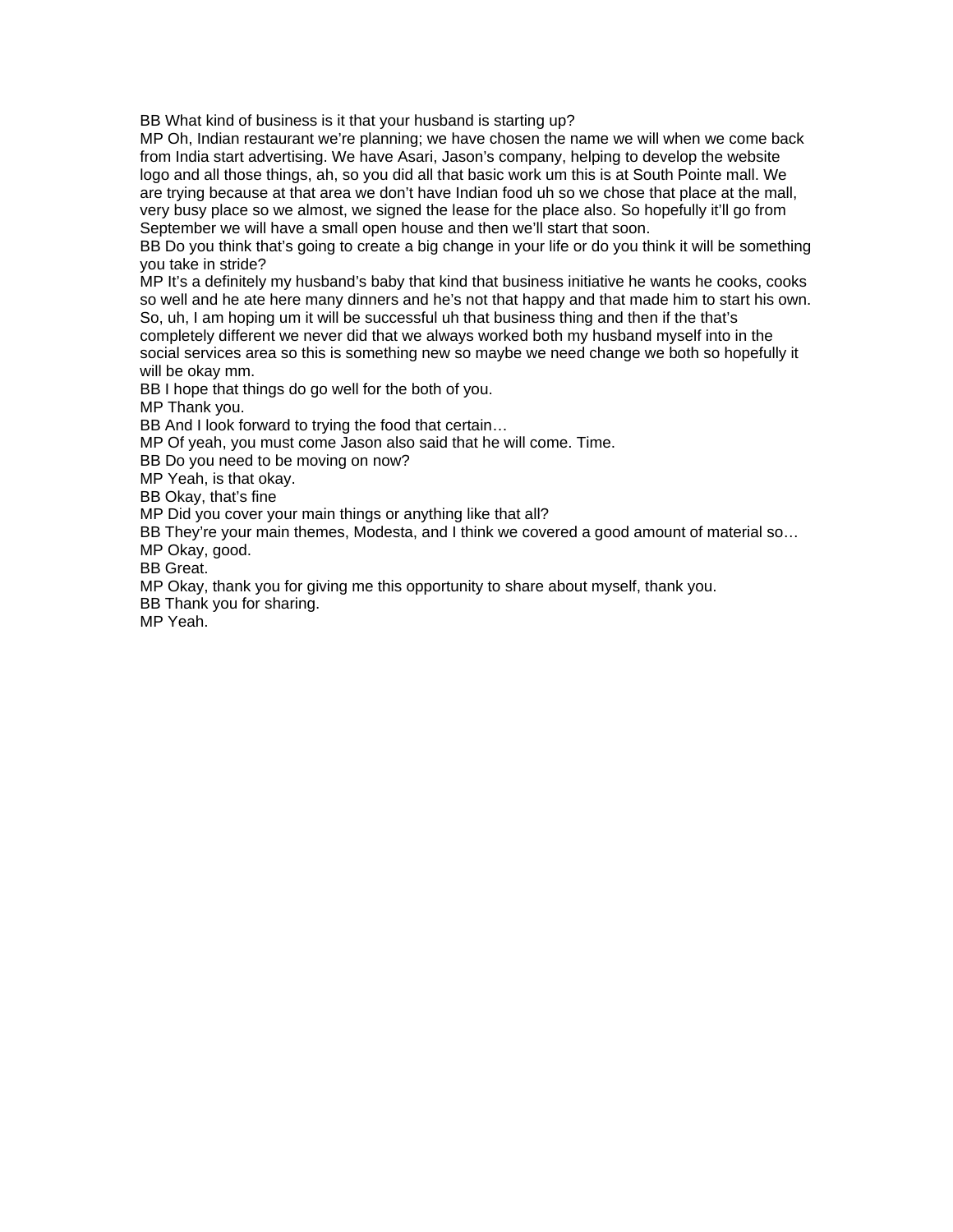BB What kind of business is it that your husband is starting up?
MP Oh, Indian restaurant we're planning; we have chosen the name we will when we come back from India start advertising. We have Asari, Jason's company, helping to develop the website logo and all those things, ah, so you did all that basic work um this is at South Pointe mall. We are trying because at that area we don't have Indian food uh so we chose that place at the mall, very busy place so we almost, we signed the lease for the place also. So hopefully it'll go from September we will have a small open house and then we'll start that soon.
BB Do you think that's going to create a big change in your life or do you think it will be something you take in stride?
MP It's a definitely my husband's baby that kind that business initiative he wants he cooks, cooks so well and he ate here many dinners and he's not that happy and that made him to start his own. So, uh, I am hoping um it will be successful uh that business thing and then if the that's completely different we never did that we always worked both my husband myself into in the social services area so this is something new so maybe we need change we both so hopefully it will be okay mm.
BB I hope that things do go well for the both of you.
MP Thank you.
BB And I look forward to trying the food that certain…
MP Of yeah, you must come Jason also said that he will come. Time.
BB Do you need to be moving on now?
MP Yeah, is that okay.
BB Okay, that's fine
MP Did you cover your main things or anything like that all?
BB They're your main themes, Modesta, and I think we covered a good amount of material so…
MP Okay, good.
BB Great.
MP Okay, thank you for giving me this opportunity to share about myself, thank you.
BB Thank you for sharing.
MP Yeah.